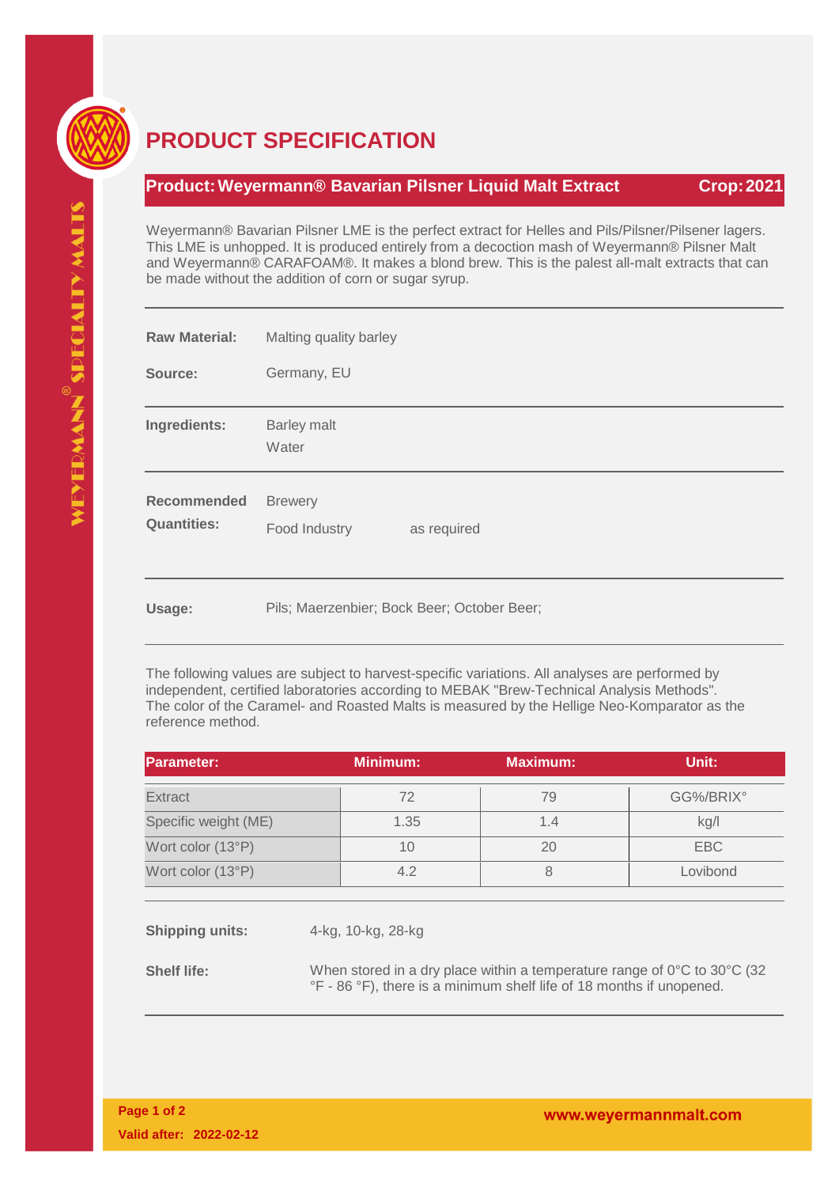# PRODUCT SPECIFICATION

**Product: Weyermann® Bavarian Pilsner Liquid Malt Extract** **Crop: 2021**

Weyermann® Bavarian Pilsner LME is the perfect extract for Helles and Pils/Pilsner/Pilsener lagers. This LME is unhopped. It is produced entirely from a decoction mash of Weyermann® Pilsner Malt and Weyermann® CARAFOAM®. It makes a blond brew. This is the palest all-malt extracts that can be made without the addition of corn or sugar syrup.

---

**Raw Material:** Malting quality barley

**Source:** Germany, EU

---

**Ingredients:** Barley malt
Water

---

**Recommended Quantities:**

Brewery
Food Industry as required

---

**Usage:** Pils; Maerzenbier; Bock Beer; October Beer;

---

The following values are subject to harvest-specific variations. All analyses are performed by independent, certified laboratories according to MEBAK "Brew-Technical Analysis Methods". The color of the Caramel- and Roasted Malts is measured by the Hellige Neo-Komparator as the reference method.

| Parameter: | Minimum: | Maximum: | Unit: |
|---|---|---|---|
| Extract | 72 | 79 | GG%/BRIX° |
| Specific weight (ME) | 1.35 | 1.4 | kg/l |
| Wort color (13°P) | 10 | 20 | EBC |
| Wort color (13°P) | 4.2 | 8 | Lovibond |

---

**Shipping units:** 4-kg, 10-kg, 28-kg

**Shelf life:** When stored in a dry place within a temperature range of 0°C to 30°C (32 °F - 86 °F), there is a minimum shelf life of 18 months if unopened.

---

Valid after: 2022-02-12

www.weyermannmalt.com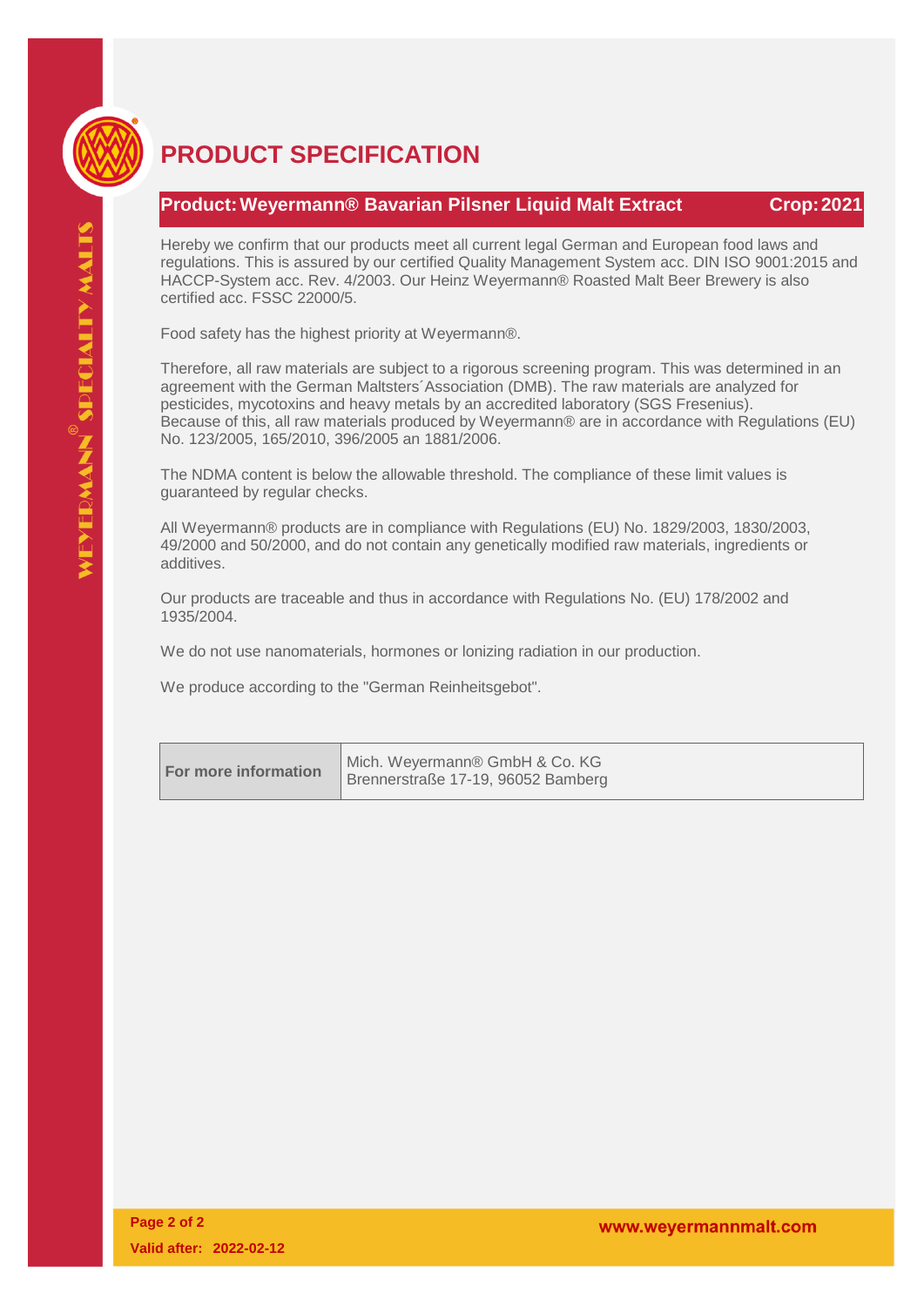# PRODUCT SPECIFICATION

**Product: Weyermann® Bavarian Pilsner Liquid Malt Extract** **Crop: 2021**

Hereby we confirm that our products meet all current legal German and European food laws and regulations. This is assured by our certified Quality Management System acc. DIN ISO 9001:2015 and HACCP-System acc. Rev. 4/2003. Our Heinz Weyermann® Roasted Malt Beer Brewery is also certified acc. FSSC 22000/5.

Food safety has the highest priority at Weyermann®.

Therefore, all raw materials are subject to a rigorous screening program. This was determined in an agreement with the German Maltsters´Association (DMB). The raw materials are analyzed for pesticides, mycotoxins and heavy metals by an accredited laboratory (SGS Fresenius). Because of this, all raw materials produced by Weyermann® are in accordance with Regulations (EU) No. 123/2005, 165/2010, 396/2005 an 1881/2006.

The NDMA content is below the allowable threshold. The compliance of these limit values is guaranteed by regular checks.

All Weyermann® products are in compliance with Regulations (EU) No. 1829/2003, 1830/2003, 49/2000 and 50/2000, and do not contain any genetically modified raw materials, ingredients or additives.

Our products are traceable and thus in accordance with Regulations No. (EU) 178/2002 and 1935/2004.

We do not use nanomaterials, hormones or Ionizing radiation in our production.

We produce according to the "German Reinheitsgebot".

| | |
|---|---|
| **For more information** | Mich. Weyermann® GmbH & Co. KG<br>Brennerstraße 17-19, 96052 Bamberg |

**Valid after: 2022-02-12**

www.weyermannmalt.com